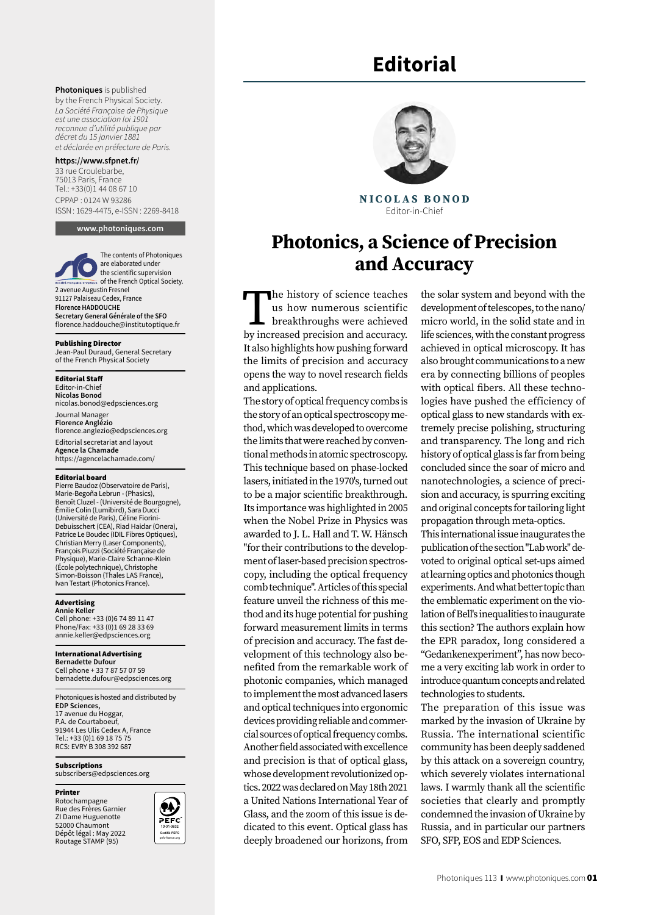# Editorial

**NICOLAS BONOD**
Editor-in-Chief

## Photonics, a Science of Precision and Accuracy

The history of science teaches us how numerous scientific breakthroughs were achieved by increased precision and accuracy. It also highlights how pushing forward the limits of precision and accuracy opens the way to novel research fields and applications.

The story of optical frequency combs is the story of an optical spectroscopy method, which was developed to overcome the limits that were reached by conventional methods in atomic spectroscopy. This technique based on phase-locked lasers, initiated in the 1970's, turned out to be a major scientific breakthrough. Its importance was highlighted in 2005 when the Nobel Prize in Physics was awarded to J. L. Hall and T. W. Hänsch "for their contributions to the development of laser-based precision spectroscopy, including the optical frequency comb technique". Articles of this special feature unveil the richness of this method and its huge potential for pushing forward measurement limits in terms of precision and accuracy. The fast development of this technology also benefited from the remarkable work of photonic companies, which managed to implement the most advanced lasers and optical techniques into ergonomic devices providing reliable and commercial sources of optical frequency combs. Another field associated with excellence and precision is that of optical glass, whose development revolutionized optics. 2022 was declared on May 18th 2021 a United Nations International Year of Glass, and the zoom of this issue is dedicated to this event. Optical glass has deeply broadened our horizons, from the solar system and beyond with the development of telescopes, to the nano/micro world, in the solid state and in life sciences, with the constant progress achieved in optical microscopy. It has also brought communications to a new era by connecting billions of peoples with optical fibers. All these technologies have pushed the efficiency of optical glass to new standards with extremely precise polishing, structuring and transparency. The long and rich history of optical glass is far from being concluded since the soar of micro and nanotechnologies, a science of precision and accuracy, is spurring exciting and original concepts for tailoring light propagation through meta-optics.

This international issue inaugurates the publication of the section "Lab work" devoted to original optical set-ups aimed at learning optics and photonics though experiments. And what better topic than the emblematic experiment on the violation of Bell's inequalities to inaugurate this section? The authors explain how the EPR paradox, long considered a "Gedankenexperiment", has now become a very exciting lab work in order to introduce quantum concepts and related technologies to students.

The preparation of this issue was marked by the invasion of Ukraine by Russia. The international scientific community has been deeply saddened by this attack on a sovereign country, which severely violates international laws. I warmly thank all the scientific societies that clearly and promptly condemned the invasion of Ukraine by Russia, and in particular our partners SFO, SFP, EOS and EDP Sciences.

---

**Photoniques** is published by the French Physical Society.
*La Société Française de Physique est une association loi 1901 reconnue d'utilité publique par décret du 15 janvier 1881 et déclarée en préfecture de Paris.*

**https://www.sfpnet.fr/**
33 rue Croulebarbe,
75013 Paris, France
Tel.: +33(0)1 44 08 67 10
CPPAP : 0124 W 93286
ISSN : 1629-4475, e-ISSN : 2269-8418

**www.photoniques.com**

The contents of Photoniques are elaborated under the scientific supervision of the French Optical Society.
2 avenue Augustin Fresnel
91127 Palaiseau Cedex, France
**Florence HADDOUCHE**
**Secretary General Générale of the SFO**
florence.haddouche@institutoptique.fr

**Publishing Director**
Jean-Paul Duraud, General Secretary of the French Physical Society

**Editorial Staff**
Editor-in-Chief
**Nicolas Bonod**
nicolas.bonod@edpsciences.org
Journal Manager
**Florence Anglézio**
florence.anglezio@edpsciences.org
Editorial secretariat and layout
**Agence la Chamade**
https://agencelachamade.com/

**Editorial board**
Pierre Baudoz (Observatoire de Paris), Marie-Begoña Lebrun - (Phasics), Benoît Cluzel - (Université de Bourgogne), Émilie Colin (Lumibird), Sara Ducci (Université de Paris), Céline Fiorini-Debuisschert (CEA), Riad Haidar (Onera), Patrice Le Boudec (IDIL Fibres Optiques), Christian Merry (Laser Components), François Piuzzi (Société Française de Physique), Marie-Claire Schanne-Klein (École polytechnique), Christophe Simon-Boisson (Thales LAS France), Ivan Testart (Photonics France).

**Advertising**
**Annie Keller**
Cell phone: +33 (0)6 74 89 11 47
Phone/Fax: +33 (0)1 69 28 33 69
annie.keller@edpsciences.org

**International Advertising**
**Bernadette Dufour**
Cell phone + 33 7 87 57 07 59
bernadette.dufour@edpsciences.org

Photoniques is hosted and distributed by
**EDP Sciences,**
17 avenue du Hoggar,
P.A. de Courtaboeuf,
91944 Les Ulis Cedex A, France
Tel.: +33 (0)1 69 18 75 75
RCS: EVRY B 308 392 687

**Subscriptions**
subscribers@edpsciences.org

**Printer**
Rotochampagne
Rue des Frères Garnier
ZI Dame Huguenotte
52000 Chaumont
Dépôt légal : May 2022
Routage STAMP (95)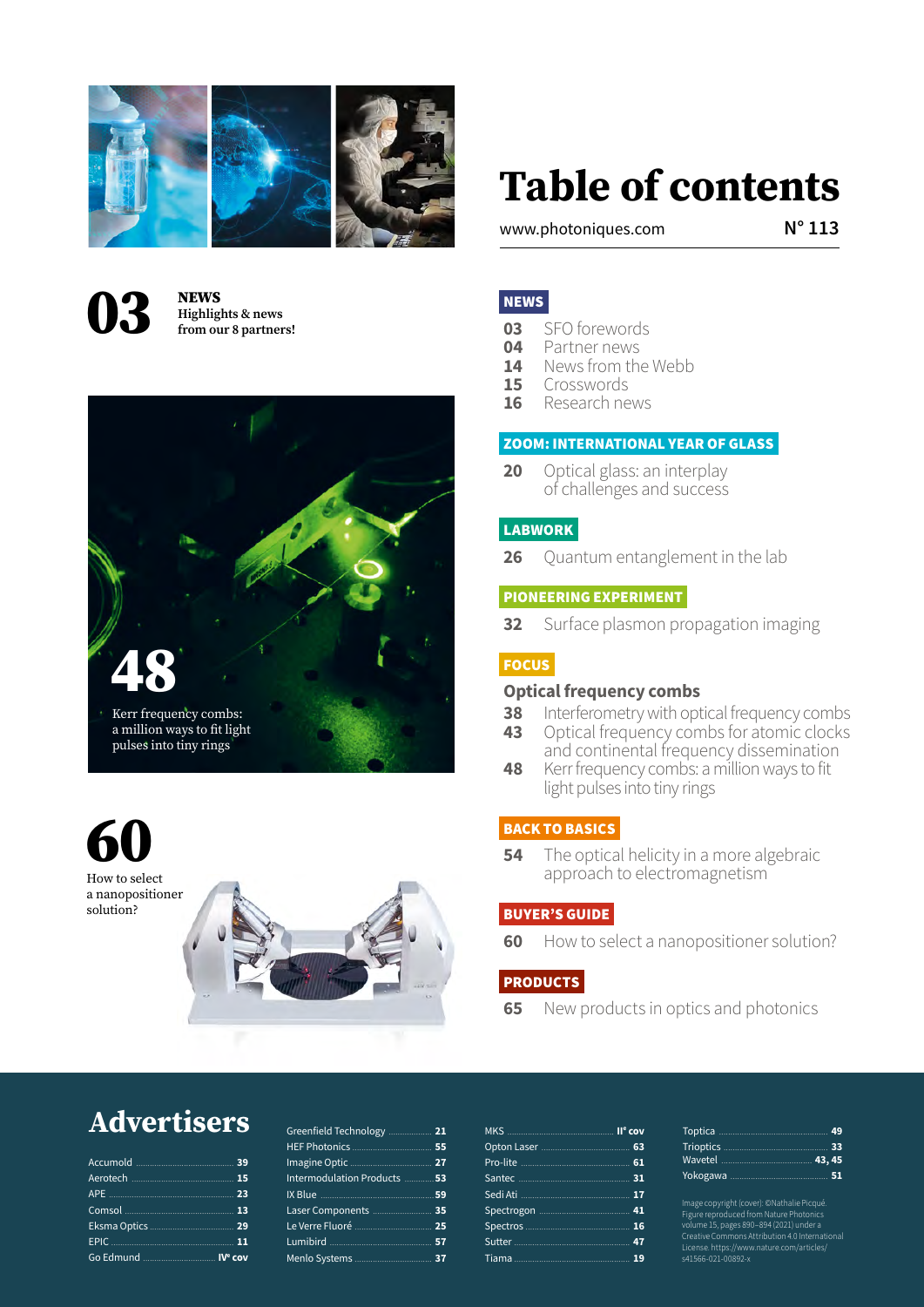# Table of contents

www.photoniques.com N° 113

**03** **NEWS**
**Highlights & news from our 8 partners!**

**48**
Kerr frequency combs: a million ways to fit light pulses into tiny rings

**60**
How to select a nanopositioner solution?

## NEWS

- **03** SFO forewords
- **04** Partner news
- **14** News from the Webb
- **15** Crosswords
- **16** Research news

## ZOOM: INTERNATIONAL YEAR OF GLASS

- **20** Optical glass: an interplay of challenges and success

## LABWORK

- **26** Quantum entanglement in the lab

## PIONEERING EXPERIMENT

- **32** Surface plasmon propagation imaging

## FOCUS

### Optical frequency combs

- **38** Interferometry with optical frequency combs
- **43** Optical frequency combs for atomic clocks and continental frequency dissemination
- **48** Kerr frequency combs: a million ways to fit light pulses into tiny rings

## BACK TO BASICS

- **54** The optical helicity in a more algebraic approach to electromagnetism

## BUYER'S GUIDE

- **60** How to select a nanopositioner solution?

## PRODUCTS

- **65** New products in optics and photonics

# Advertisers

| Advertiser | Page |
|---|---|
| Accumold | 39 |
| Aerotech | 15 |
| APE | 23 |
| Comsol | 13 |
| Eksma Optics | 29 |
| EPIC | 11 |
| Go Edmund | IVe cov |
| Greenfield Technology | 21 |
| HEF Photonics | 55 |
| Imagine Optic | 27 |
| Intermodulation Products | 53 |
| IX Blue | 59 |
| Laser Components | 35 |
| Le Verre Fluoré | 25 |
| Lumibird | 57 |
| Menlo Systems | 37 |
| MKS | IIe cov |
| Opton Laser | 63 |
| Pro-lite | 61 |
| Santec | 31 |
| Sedi Ati | 17 |
| Spectrogon | 41 |
| Spectros | 16 |
| Sutter | 47 |
| Tiama | 19 |
| Toptica | 49 |
| Trioptics | 33 |
| Wavetel | 43, 45 |
| Yokogawa | 51 |

Image copyright (cover): ©Nathalie Picqué. Figure reproduced from Nature Photonics volume 15, pages 890–894 (2021) under a Creative Commons Attribution 4.0 International License. https://www.nature.com/articles/s41566-021-00892-x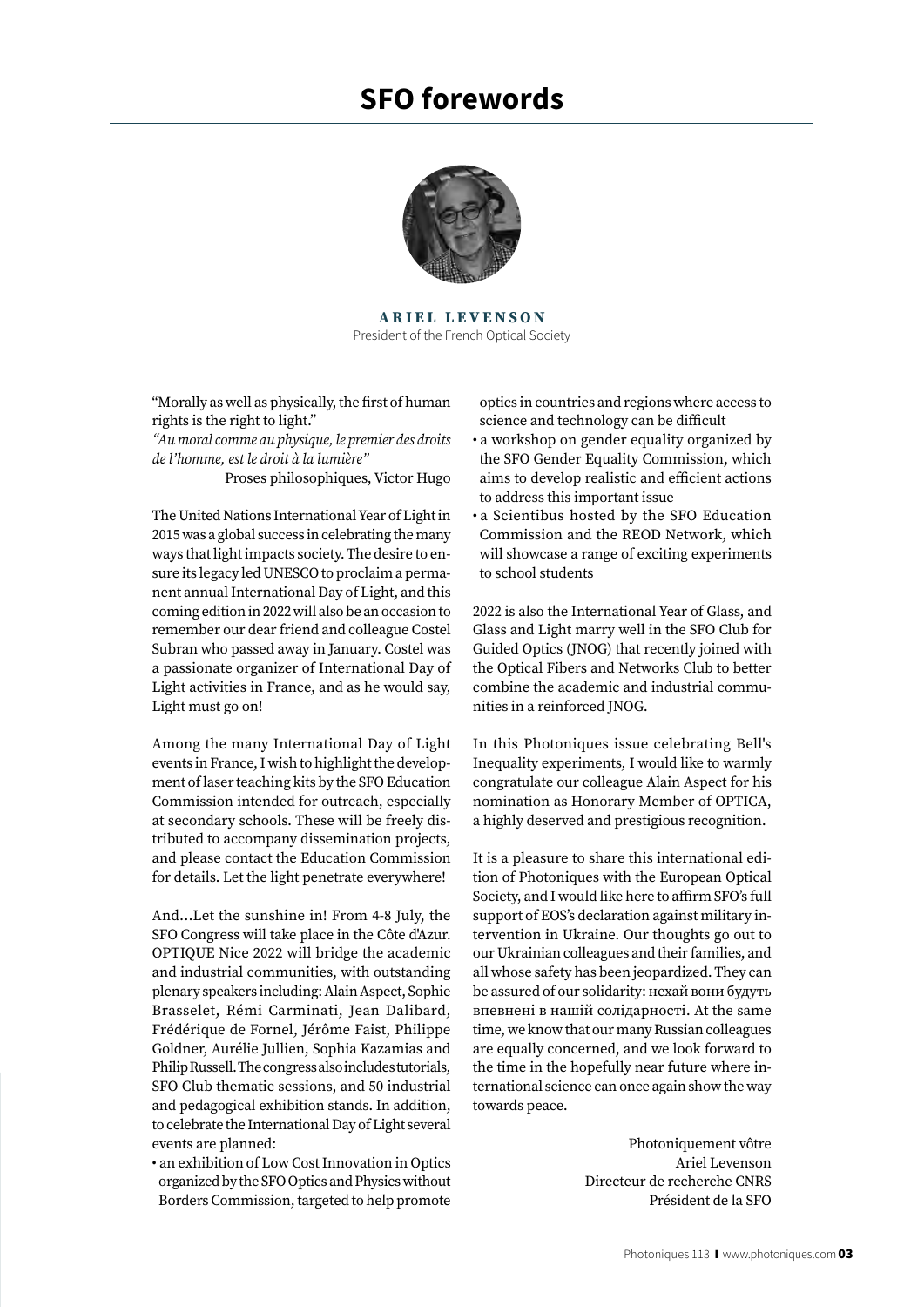# SFO forewords

**ARIEL LEVENSON**
President of the French Optical Society

"Morally as well as physically, the first of human rights is the right to light."
*"Au moral comme au physique, le premier des droits de l'homme, est le droit à la lumière"*
Proses philosophiques, Victor Hugo

The United Nations International Year of Light in 2015 was a global success in celebrating the many ways that light impacts society. The desire to ensure its legacy led UNESCO to proclaim a permanent annual International Day of Light, and this coming edition in 2022 will also be an occasion to remember our dear friend and colleague Costel Subran who passed away in January. Costel was a passionate organizer of International Day of Light activities in France, and as he would say, Light must go on!

Among the many International Day of Light events in France, I wish to highlight the development of laser teaching kits by the SFO Education Commission intended for outreach, especially at secondary schools. These will be freely distributed to accompany dissemination projects, and please contact the Education Commission for details. Let the light penetrate everywhere!

And…Let the sunshine in! From 4-8 July, the SFO Congress will take place in the Côte d'Azur. OPTIQUE Nice 2022 will bridge the academic and industrial communities, with outstanding plenary speakers including: Alain Aspect, Sophie Brasselet, Rémi Carminati, Jean Dalibard, Frédérique de Fornel, Jérôme Faist, Philippe Goldner, Aurélie Jullien, Sophia Kazamias and Philip Russell. The congress also includes tutorials, SFO Club thematic sessions, and 50 industrial and pedagogical exhibition stands. In addition, to celebrate the International Day of Light several events are planned:

- an exhibition of Low Cost Innovation in Optics organized by the SFO Optics and Physics without Borders Commission, targeted to help promote optics in countries and regions where access to science and technology can be difficult
- a workshop on gender equality organized by the SFO Gender Equality Commission, which aims to develop realistic and efficient actions to address this important issue
- a Scientibus hosted by the SFO Education Commission and the REOD Network, which will showcase a range of exciting experiments to school students

2022 is also the International Year of Glass, and Glass and Light marry well in the SFO Club for Guided Optics (JNOG) that recently joined with the Optical Fibers and Networks Club to better combine the academic and industrial communities in a reinforced JNOG.

In this Photoniques issue celebrating Bell's Inequality experiments, I would like to warmly congratulate our colleague Alain Aspect for his nomination as Honorary Member of OPTICA, a highly deserved and prestigious recognition.

It is a pleasure to share this international edition of Photoniques with the European Optical Society, and I would like here to affirm SFO's full support of EOS's declaration against military intervention in Ukraine. Our thoughts go out to our Ukrainian colleagues and their families, and all whose safety has been jeopardized. They can be assured of our solidarity: нехай вони будуть впевнені в нашій солідарності. At the same time, we know that our many Russian colleagues are equally concerned, and we look forward to the time in the hopefully near future where international science can once again show the way towards peace.

Photoniquement vôtre
Ariel Levenson
Directeur de recherche CNRS
Président de la SFO